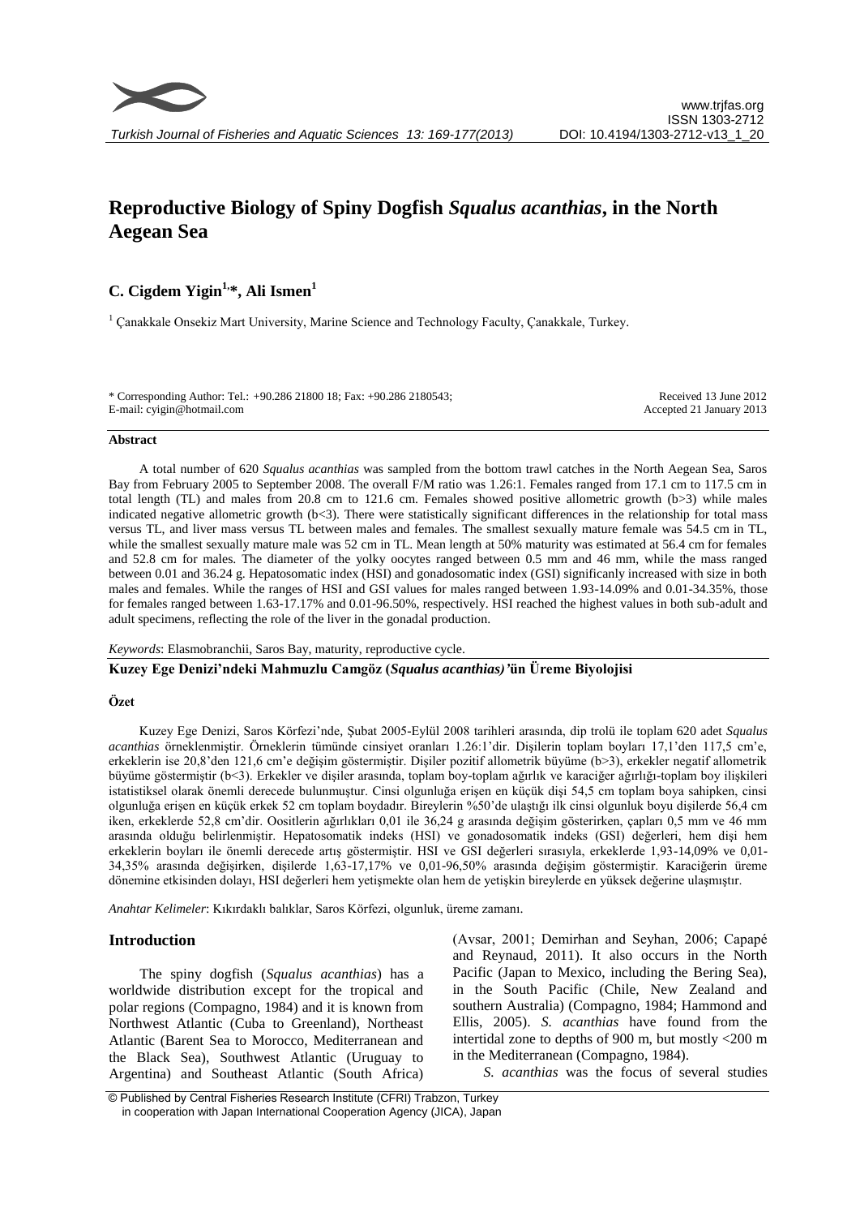# Reproductive Biology of Spiny Dogfish *Squalus acanthias*, in the North Aegean Sea

**C. Cigdem Yigin[1,\*], Ali Ismen[1]**

[1] Çanakkale Onsekiz Mart University, Marine Science and Technology Faculty, Çanakkale, Turkey.

\* Corresponding Author: Tel.: +90.286 21800 18; Fax: +90.286 2180543;
E-mail: cyigin@hotmail.com

Received 13 June 2012
Accepted 21 January 2013

## Abstract

A total number of 620 *Squalus acanthias* was sampled from the bottom trawl catches in the North Aegean Sea, Saros Bay from February 2005 to September 2008. The overall F/M ratio was 1.26:1. Females ranged from 17.1 cm to 117.5 cm in total length (TL) and males from 20.8 cm to 121.6 cm. Females showed positive allometric growth (b>3) while males indicated negative allometric growth (b<3). There were statistically significant differences in the relationship for total mass versus TL, and liver mass versus TL between males and females. The smallest sexually mature female was 54.5 cm in TL, while the smallest sexually mature male was 52 cm in TL. Mean length at 50% maturity was estimated at 56.4 cm for females and 52.8 cm for males. The diameter of the yolky oocytes ranged between 0.5 mm and 46 mm, while the mass ranged between 0.01 and 36.24 g. Hepatosomatic index (HSI) and gonadosomatic index (GSI) significanly increased with size in both males and females. While the ranges of HSI and GSI values for males ranged between 1.93-14.09% and 0.01-34.35%, those for females ranged between 1.63-17.17% and 0.01-96.50%, respectively. HSI reached the highest values in both sub-adult and adult specimens, reflecting the role of the liver in the gonadal production.

*Keywords*: Elasmobranchii, Saros Bay, maturity, reproductive cycle.

## Kuzey Ege Denizi'ndeki Mahmuzlu Camgöz (*Squalus acanthias)*'ün Üreme Biyolojisi

### Özet

Kuzey Ege Denizi, Saros Körfezi'nde, Şubat 2005-Eylül 2008 tarihleri arasında, dip trolü ile toplam 620 adet *Squalus acanthias* örneklenmiştir. Örneklerin tümünde cinsiyet oranları 1.26:1'dir. Dişilerin toplam boyları 17,1'den 117,5 cm'e, erkeklerin ise 20,8'den 121,6 cm'e değişim göstermiştir. Dişiler pozitif allometrik büyüme (b>3), erkekler negatif allometrik büyüme göstermiştir (b<3). Erkekler ve dişiler arasında, toplam boy-toplam ağırlık ve karaciğer ağırlığı-toplam boy ilişkileri istatistiksel olarak önemli derecede bulunmuştur. Cinsi olgunluğa erişen en küçük dişi 54,5 cm toplam boya sahipken, cinsi olgunluğa erişen en küçük erkek 52 cm toplam boydadır. Bireylerin %50'de ulaştığı ilk cinsi olgunluk boyu dişilerde 56,4 cm iken, erkeklerde 52,8 cm'dir. Oositlerin ağırlıkları 0,01 ile 36,24 g arasında değişim gösterirken, çapları 0,5 mm ve 46 mm arasında olduğu belirlenmiştir. Hepatosomatik indeks (HSI) ve gonadosomatik indeks (GSI) değerleri, hem dişi hem erkeklerin boyları ile önemli derecede artış göstermiştir. HSI ve GSI değerleri sırasıyla, erkeklerde 1,93-14,09% ve 0,01-34,35% arasında değişirken, dişilerde 1,63-17,17% ve 0,01-96,50% arasında değişim göstermiştir. Karaciğerin üreme dönemine etkisinden dolayı, HSI değerleri hem yetişmekte olan hem de yetişkin bireylerde en yüksek değerine ulaşmıştır.

*Anahtar Kelimeler*: Kıkırdaklı balıklar, Saros Körfezi, olgunluk, üreme zamanı.

## Introduction

The spiny dogfish (*Squalus acanthias*) has a worldwide distribution except for the tropical and polar regions (Compagno, 1984) and it is known from Northwest Atlantic (Cuba to Greenland), Northeast Atlantic (Barent Sea to Morocco, Mediterranean and the Black Sea), Southwest Atlantic (Uruguay to Argentina) and Southeast Atlantic (South Africa) (Avsar, 2001; Demirhan and Seyhan, 2006; Capapé and Reynaud, 2011). It also occurs in the North Pacific (Japan to Mexico, including the Bering Sea), in the South Pacific (Chile, New Zealand and southern Australia) (Compagno, 1984; Hammond and Ellis, 2005). *S. acanthias* have found from the intertidal zone to depths of 900 m, but mostly <200 m in the Mediterranean (Compagno, 1984).

*S. acanthias* was the focus of several studies

© Published by Central Fisheries Research Institute (CFRI) Trabzon, Turkey in cooperation with Japan International Cooperation Agency (JICA), Japan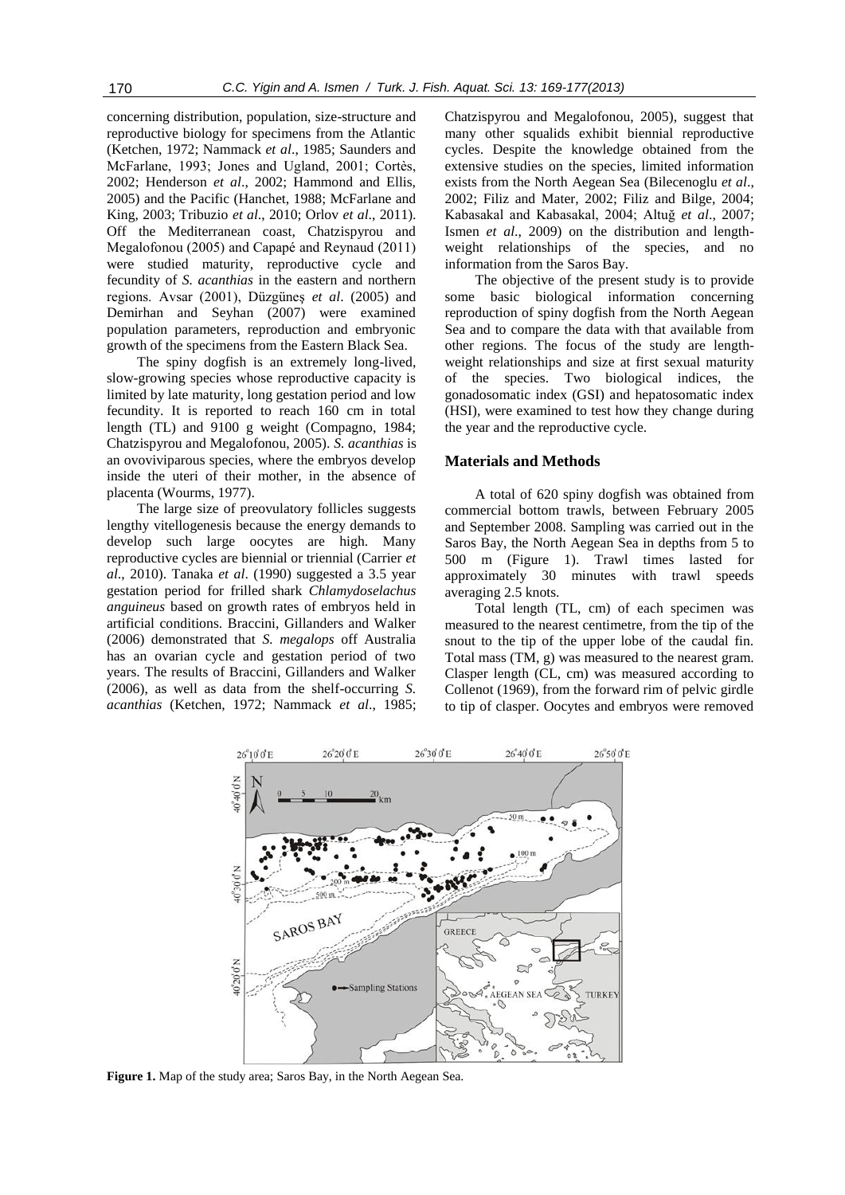concerning distribution, population, size-structure and reproductive biology for specimens from the Atlantic (Ketchen, 1972; Nammack *et al*., 1985; Saunders and McFarlane, 1993; Jones and Ugland, 2001; Cortès, 2002; Henderson *et al*., 2002; Hammond and Ellis, 2005) and the Pacific (Hanchet, 1988; McFarlane and King, 2003; Tribuzio *et al*., 2010; Orlov *et al*., 2011). Off the Mediterranean coast, Chatzispyrou and Megalofonou (2005) and Capapé and Reynaud (2011) were studied maturity, reproductive cycle and fecundity of *S. acanthias* in the eastern and northern regions. Avsar (2001), Düzgüneş *et al*. (2005) and Demirhan and Seyhan (2007) were examined population parameters, reproduction and embryonic growth of the specimens from the Eastern Black Sea.

The spiny dogfish is an extremely long-lived, slow-growing species whose reproductive capacity is limited by late maturity, long gestation period and low fecundity. It is reported to reach 160 cm in total length (TL) and 9100 g weight (Compagno, 1984; Chatzispyrou and Megalofonou, 2005). *S. acanthias* is an ovoviviparous species, where the embryos develop inside the uteri of their mother, in the absence of placenta (Wourms, 1977).

The large size of preovulatory follicles suggests lengthy vitellogenesis because the energy demands to develop such large oocytes are high. Many reproductive cycles are biennial or triennial (Carrier *et al*., 2010). Tanaka *et al*. (1990) suggested a 3.5 year gestation period for frilled shark *Chlamydoselachus anguineus* based on growth rates of embryos held in artificial conditions. Braccini, Gillanders and Walker (2006) demonstrated that *S. megalops* off Australia has an ovarian cycle and gestation period of two years. The results of Braccini, Gillanders and Walker (2006), as well as data from the shelf-occurring *S. acanthias* (Ketchen, 1972; Nammack *et al*., 1985; Chatzispyrou and Megalofonou, 2005), suggest that many other squalids exhibit biennial reproductive cycles. Despite the knowledge obtained from the extensive studies on the species, limited information exists from the North Aegean Sea (Bilecenoglu *et al*., 2002; Filiz and Mater, 2002; Filiz and Bilge, 2004; Kabasakal and Kabasakal, 2004; Altuğ *et al*., 2007; Ismen *et al*., 2009) on the distribution and length-weight relationships of the species, and no information from the Saros Bay.

The objective of the present study is to provide some basic biological information concerning reproduction of spiny dogfish from the North Aegean Sea and to compare the data with that available from other regions. The focus of the study are length-weight relationships and size at first sexual maturity of the species. Two biological indices, the gonadosomatic index (GSI) and hepatosomatic index (HSI), were examined to test how they change during the year and the reproductive cycle.

## Materials and Methods

A total of 620 spiny dogfish was obtained from commercial bottom trawls, between February 2005 and September 2008. Sampling was carried out in the Saros Bay, the North Aegean Sea in depths from 5 to 500 m (Figure 1). Trawl times lasted for approximately 30 minutes with trawl speeds averaging 2.5 knots.

Total length (TL, cm) of each specimen was measured to the nearest centimetre, from the tip of the snout to the tip of the upper lobe of the caudal fin. Total mass (TM, g) was measured to the nearest gram. Clasper length (CL, cm) was measured according to Collenot (1969), from the forward rim of pelvic girdle to tip of clasper. Oocytes and embryos were removed

**Figure 1.** Map of the study area; Saros Bay, in the North Aegean Sea.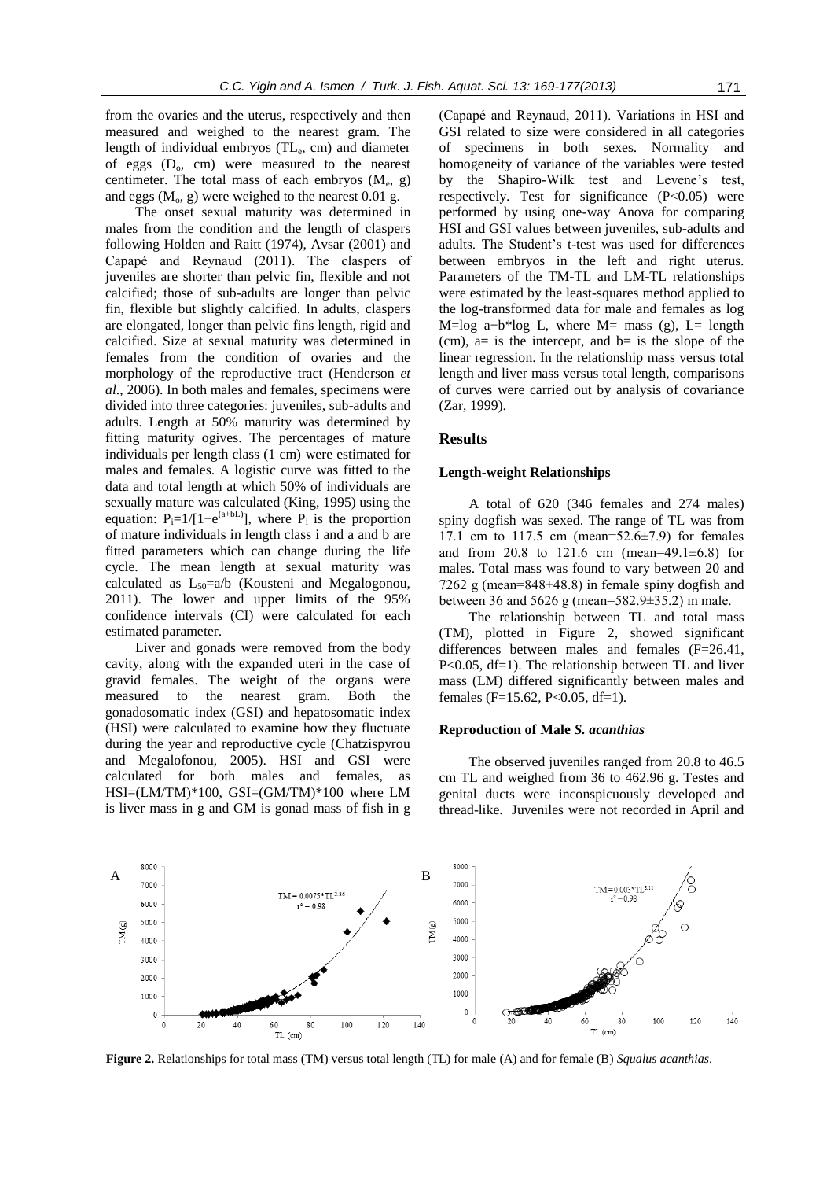from the ovaries and the uterus, respectively and then measured and weighed to the nearest gram. The length of individual embryos ($TL_e$, cm) and diameter of eggs ($D_o$, cm) were measured to the nearest centimeter. The total mass of each embryos ($M_e$, g) and eggs ($M_o$, g) were weighed to the nearest 0.01 g.

The onset sexual maturity was determined in males from the condition and the length of claspers following Holden and Raitt (1974), Avsar (2001) and Capapé and Reynaud (2011). The claspers of juveniles are shorter than pelvic fin, flexible and not calcified; those of sub-adults are longer than pelvic fin, flexible but slightly calcified. In adults, claspers are elongated, longer than pelvic fins length, rigid and calcified. Size at sexual maturity was determined in females from the condition of ovaries and the morphology of the reproductive tract (Henderson *et al*., 2006). In both males and females, specimens were divided into three categories: juveniles, sub-adults and adults. Length at 50% maturity was determined by fitting maturity ogives. The percentages of mature individuals per length class (1 cm) were estimated for males and females. A logistic curve was fitted to the data and total length at which 50% of individuals are sexually mature was calculated (King, 1995) using the equation: $P_i=1/[1+e^{(a+bL)}]$, where $P_i$ is the proportion of mature individuals in length class i and a and b are fitted parameters which can change during the life cycle. The mean length at sexual maturity was calculated as $L_{50}=a/b$ (Kousteni and Megalogonou, 2011). The lower and upper limits of the 95% confidence intervals (CI) were calculated for each estimated parameter.

Liver and gonads were removed from the body cavity, along with the expanded uteri in the case of gravid females. The weight of the organs were measured to the nearest gram. Both the gonadosomatic index (GSI) and hepatosomatic index (HSI) were calculated to examine how they fluctuate during the year and reproductive cycle (Chatzispyrou and Megalofonou, 2005). HSI and GSI were calculated for both males and females, as HSI=(LM/TM)*100, GSI=(GM/TM)*100 where LM is liver mass in g and GM is gonad mass of fish in g (Capapé and Reynaud, 2011). Variations in HSI and GSI related to size were considered in all categories of specimens in both sexes. Normality and homogeneity of variance of the variables were tested by the Shapiro-Wilk test and Levene's test, respectively. Test for significance ($P<0.05$) were performed by using one-way Anova for comparing HSI and GSI values between juveniles, sub-adults and adults. The Student's t-test was used for differences between embryos in the left and right uterus. Parameters of the TM-TL and LM-TL relationships were estimated by the least-squares method applied to the log-transformed data for male and females as $\log M=\log a+b*\log L$, where M= mass (g), L= length (cm), a= is the intercept, and b= is the slope of the linear regression. In the relationship mass versus total length and liver mass versus total length, comparisons of curves were carried out by analysis of covariance (Zar, 1999).

## Results

### Length-weight Relationships

A total of 620 (346 females and 274 males) spiny dogfish was sexed. The range of TL was from 17.1 cm to 117.5 cm (mean=52.6±7.9) for females and from 20.8 to 121.6 cm (mean=49.1±6.8) for males. Total mass was found to vary between 20 and 7262 g (mean=848±48.8) in female spiny dogfish and between 36 and 5626 g (mean=582.9±35.2) in male.

The relationship between TL and total mass (TM), plotted in Figure 2, showed significant differences between males and females ($F=26.41$, $P<0.05$, df=1). The relationship between TL and liver mass (LM) differed significantly between males and females ($F=15.62$, $P<0.05$, df=1).

### Reproduction of Male *S. acanthias*

The observed juveniles ranged from 20.8 to 46.5 cm TL and weighed from 36 to 462.96 g. Testes and genital ducts were inconspicuously developed and thread-like. Juveniles were not recorded in April and

**Figure 2.** Relationships for total mass (TM) versus total length (TL) for male (A) and for female (B) *Squalus acanthias*.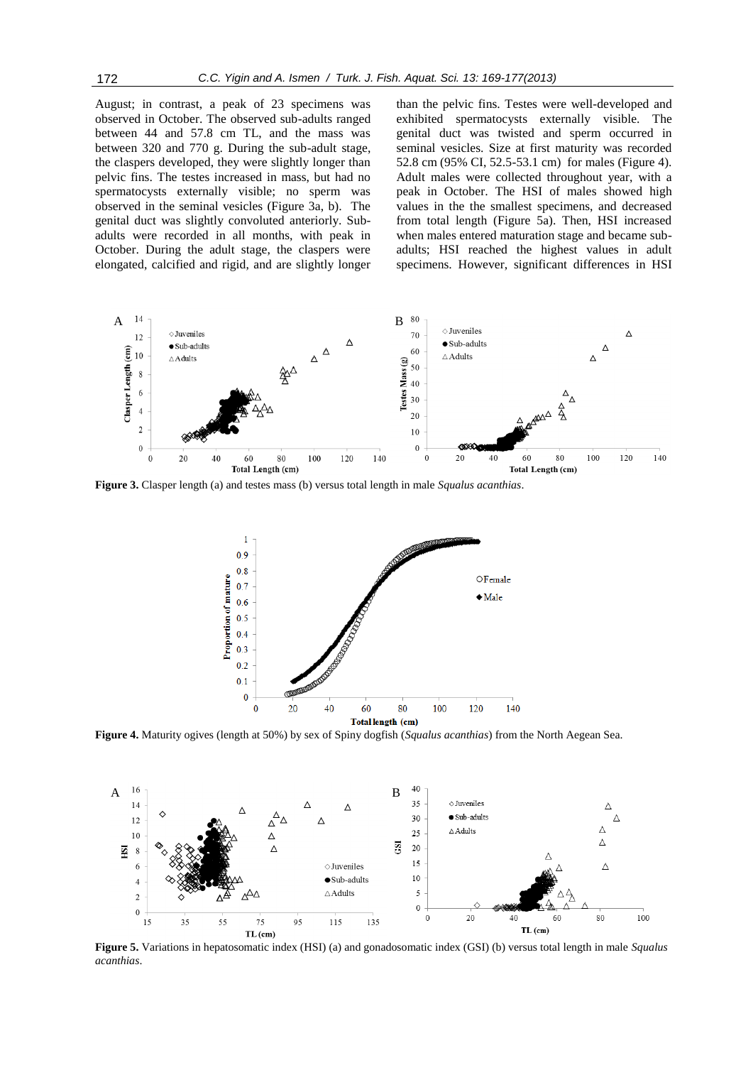August; in contrast, a peak of 23 specimens was observed in October. The observed sub-adults ranged between 44 and 57.8 cm TL, and the mass was between 320 and 770 g. During the sub-adult stage, the claspers developed, they were slightly longer than pelvic fins. The testes increased in mass, but had no spermatocysts externally visible; no sperm was observed in the seminal vesicles (Figure 3a, b). The genital duct was slightly convoluted anteriorly. Sub-adults were recorded in all months, with peak in October. During the adult stage, the claspers were elongated, calcified and rigid, and are slightly longer than the pelvic fins. Testes were well-developed and exhibited spermatocysts externally visible. The genital duct was twisted and sperm occurred in seminal vesicles. Size at first maturity was recorded 52.8 cm (95% CI, 52.5-53.1 cm) for males (Figure 4). Adult males were collected throughout year, with a peak in October. The HSI of males showed high values in the the smallest specimens, and decreased from total length (Figure 5a). Then, HSI increased when males entered maturation stage and became sub-adults; HSI reached the highest values in adult specimens. However, significant differences in HSI

**Figure 3.** Clasper length (a) and testes mass (b) versus total length in male *Squalus acanthias*.

**Figure 4.** Maturity ogives (length at 50%) by sex of Spiny dogfish (*Squalus acanthias*) from the North Aegean Sea.

**Figure 5.** Variations in hepatosomatic index (HSI) (a) and gonadosomatic index (GSI) (b) versus total length in male *Squalus acanthias*.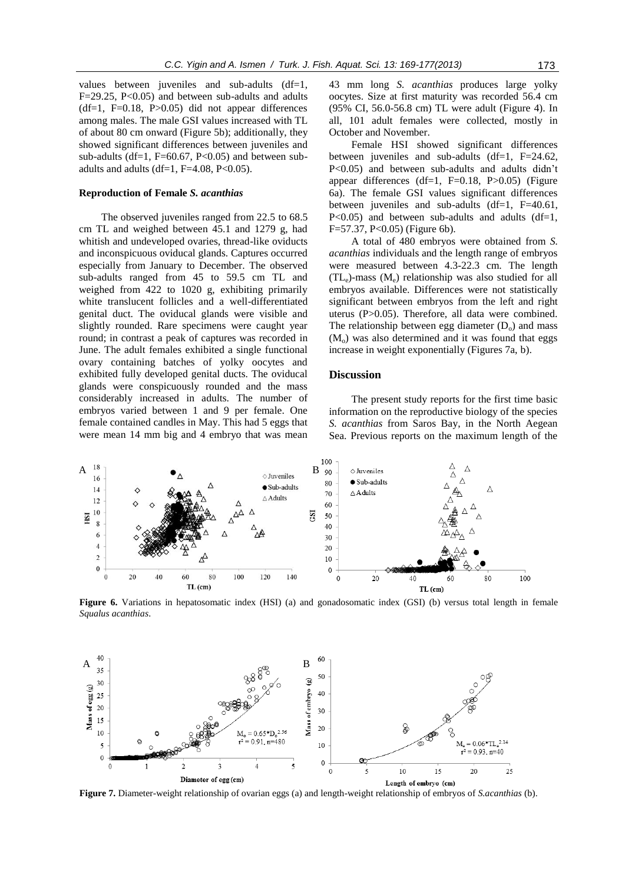values between juveniles and sub-adults (df=1, F=29.25, P<0.05) and between sub-adults and adults (df=1, F=0.18, P>0.05) did not appear differences among males. The male GSI values increased with TL of about 80 cm onward (Figure 5b); additionally, they showed significant differences between juveniles and sub-adults (df=1, F=60.67, P<0.05) and between sub-adults and adults (df=1, F=4.08, P<0.05).

### Reproduction of Female *S. acanthias*

The observed juveniles ranged from 22.5 to 68.5 cm TL and weighed between 45.1 and 1279 g, had whitish and undeveloped ovaries, thread-like oviducts and inconspicuous oviducal glands. Captures occurred especially from January to December. The observed sub-adults ranged from 45 to 59.5 cm TL and weighed from 422 to 1020 g, exhibiting primarily white translucent follicles and a well-differentiated genital duct. The oviducal glands were visible and slightly rounded. Rare specimens were caught year round; in contrast a peak of captures was recorded in June. The adult females exhibited a single functional ovary containing batches of yolky oocytes and exhibited fully developed genital ducts. The oviducal glands were conspicuously rounded and the mass considerably increased in adults. The number of embryos varied between 1 and 9 per female. One female contained candles in May. This had 5 eggs that were mean 14 mm big and 4 embryo that was mean 43 mm long *S. acanthias* produces large yolky oocytes. Size at first maturity was recorded 56.4 cm (95% CI, 56.0-56.8 cm) TL were adult (Figure 4). In all, 101 adult females were collected, mostly in October and November.

Female HSI showed significant differences between juveniles and sub-adults (df=1, F=24.62, P<0.05) and between sub-adults and adults didn't appear differences (df=1, F=0.18, P>0.05) (Figure 6a). The female GSI values significant differences between juveniles and sub-adults (df=1, F=40.61, P<0.05) and between sub-adults and adults (df=1, F=57.37, P<0.05) (Figure 6b).

A total of 480 embryos were obtained from *S. acanthias* individuals and the length range of embryos were measured between 4.3-22.3 cm. The length ($TL_e$)-mass ($M_e$) relationship was also studied for all embryos available. Differences were not statistically significant between embryos from the left and right uterus (P>0.05). Therefore, all data were combined. The relationship between egg diameter ($D_o$) and mass ($M_o$) was also determined and it was found that eggs increase in weight exponentially (Figures 7a, b).

## Discussion

The present study reports for the first time basic information on the reproductive biology of the species *S. acanthias* from Saros Bay, in the North Aegean Sea. Previous reports on the maximum length of the

**Figure 6.** Variations in hepatosomatic index (HSI) (a) and gonadosomatic index (GSI) (b) versus total length in female *Squalus acanthias*.

**Figure 7.** Diameter-weight relationship of ovarian eggs (a) and length-weight relationship of embryos of *S.acanthias* (b).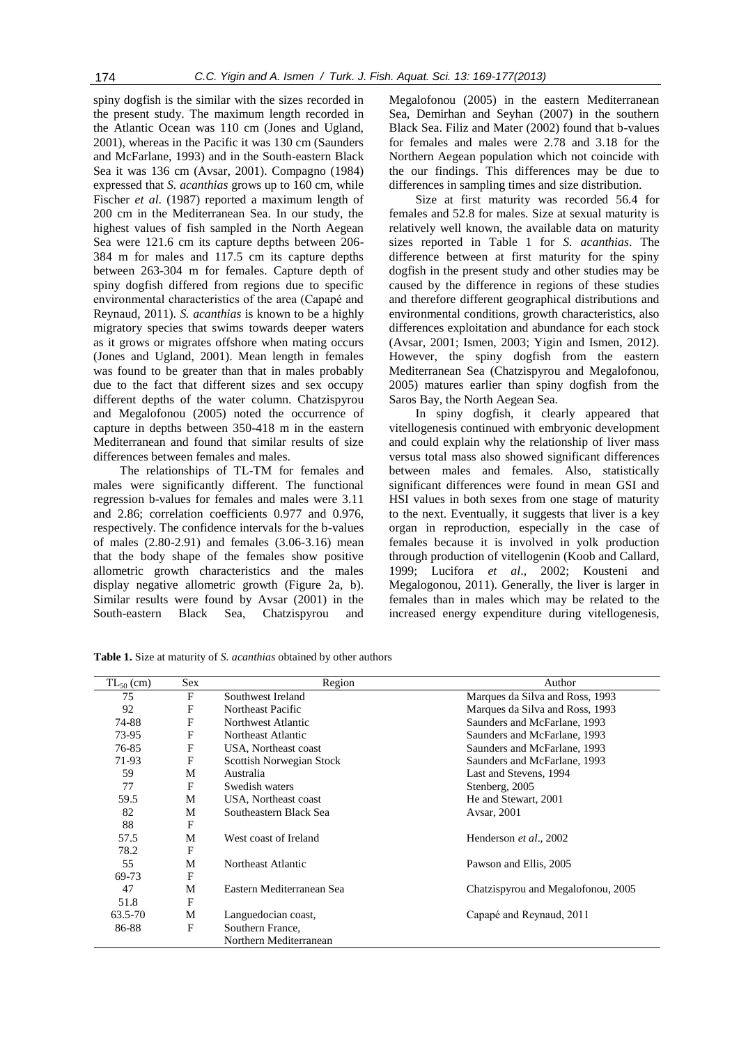spiny dogfish is the similar with the sizes recorded in the present study. The maximum length recorded in the Atlantic Ocean was 110 cm (Jones and Ugland, 2001), whereas in the Pacific it was 130 cm (Saunders and McFarlane, 1993) and in the South-eastern Black Sea it was 136 cm (Avsar, 2001). Compagno (1984) expressed that *S. acanthias* grows up to 160 cm, while Fischer *et al.* (1987) reported a maximum length of 200 cm in the Mediterranean Sea. In our study, the highest values of fish sampled in the North Aegean Sea were 121.6 cm its capture depths between 206-384 m for males and 117.5 cm its capture depths between 263-304 m for females. Capture depth of spiny dogfish differed from regions due to specific environmental characteristics of the area (Capapé and Reynaud, 2011). *S. acanthias* is known to be a highly migratory species that swims towards deeper waters as it grows or migrates offshore when mating occurs (Jones and Ugland, 2001). Mean length in females was found to be greater than that in males probably due to the fact that different sizes and sex occupy different depths of the water column. Chatzispyrou and Megalofonou (2005) noted the occurrence of capture in depths between 350-418 m in the eastern Mediterranean and found that similar results of size differences between females and males.

The relationships of TL-TM for females and males were significantly different. The functional regression b-values for females and males were 3.11 and 2.86; correlation coefficients 0.977 and 0.976, respectively. The confidence intervals for the b-values of males (2.80-2.91) and females (3.06-3.16) mean that the body shape of the females show positive allometric growth characteristics and the males display negative allometric growth (Figure 2a, b). Similar results were found by Avsar (2001) in the South-eastern Black Sea, Chatzispyrou and Megalofonou (2005) in the eastern Mediterranean Sea, Demirhan and Seyhan (2007) in the southern Black Sea. Filiz and Mater (2002) found that b-values for females and males were 2.78 and 3.18 for the Northern Aegean population which not coincide with the our findings. This differences may be due to differences in sampling times and size distribution.

Size at first maturity was recorded 56.4 for females and 52.8 for males. Size at sexual maturity is relatively well known, the available data on maturity sizes reported in Table 1 for *S. acanthias*. The difference between at first maturity for the spiny dogfish in the present study and other studies may be caused by the difference in regions of these studies and therefore different geographical distributions and environmental conditions, growth characteristics, also differences exploitation and abundance for each stock (Avsar, 2001; Ismen, 2003; Yigin and Ismen, 2012). However, the spiny dogfish from the eastern Mediterranean Sea (Chatzispyrou and Megalofonou, 2005) matures earlier than spiny dogfish from the Saros Bay, the North Aegean Sea.

In spiny dogfish, it clearly appeared that vitellogenesis continued with embryonic development and could explain why the relationship of liver mass versus total mass also showed significant differences between males and females. Also, statistically significant differences were found in mean GSI and HSI values in both sexes from one stage of maturity to the next. Eventually, it suggests that liver is a key organ in reproduction, especially in the case of females because it is involved in yolk production through production of vitellogenin (Koob and Callard, 1999; Lucifora *et al*., 2002; Kousteni and Megalogonou, 2011). Generally, the liver is larger in females than in males which may be related to the increased energy expenditure during vitellogenesis,

**Table 1.** Size at maturity of *S. acanthias* obtained by other authors

| $TL_{50}$ (cm) | Sex | Region | Author |
|---|---|---|---|
| 75 | F | Southwest Ireland | Marques da Silva and Ross, 1993 |
| 92 | F | Northeast Pacific | Marques da Silva and Ross, 1993 |
| 74-88 | F | Northwest Atlantic | Saunders and McFarlane, 1993 |
| 73-95 | F | Northeast Atlantic | Saunders and McFarlane, 1993 |
| 76-85 | F | USA, Northeast coast | Saunders and McFarlane, 1993 |
| 71-93 | F | Scottish Norwegian Stock | Saunders and McFarlane, 1993 |
| 59 | M | Australia | Last and Stevens, 1994 |
| 77 | F | Swedish waters | Stenberg, 2005 |
| 59.5 | M | USA, Northeast coast | He and Stewart, 2001 |
| 82 | M | Southeastern Black Sea | Avsar, 2001 |
| 88 | F | | |
| 57.5 | M | West coast of Ireland | Henderson *et al*., 2002 |
| 78.2 | F | | |
| 55 | M | Northeast Atlantic | Pawson and Ellis, 2005 |
| 69-73 | F | | |
| 47 | M | Eastern Mediterranean Sea | Chatzispyrou and Megalofonou, 2005 |
| 51.8 | F | | |
| 63.5-70 | M | Languedocian coast, | Capapé and Reynaud, 2011 |
| 86-88 | F | Southern France, | |
| | | Northern Mediterranean | |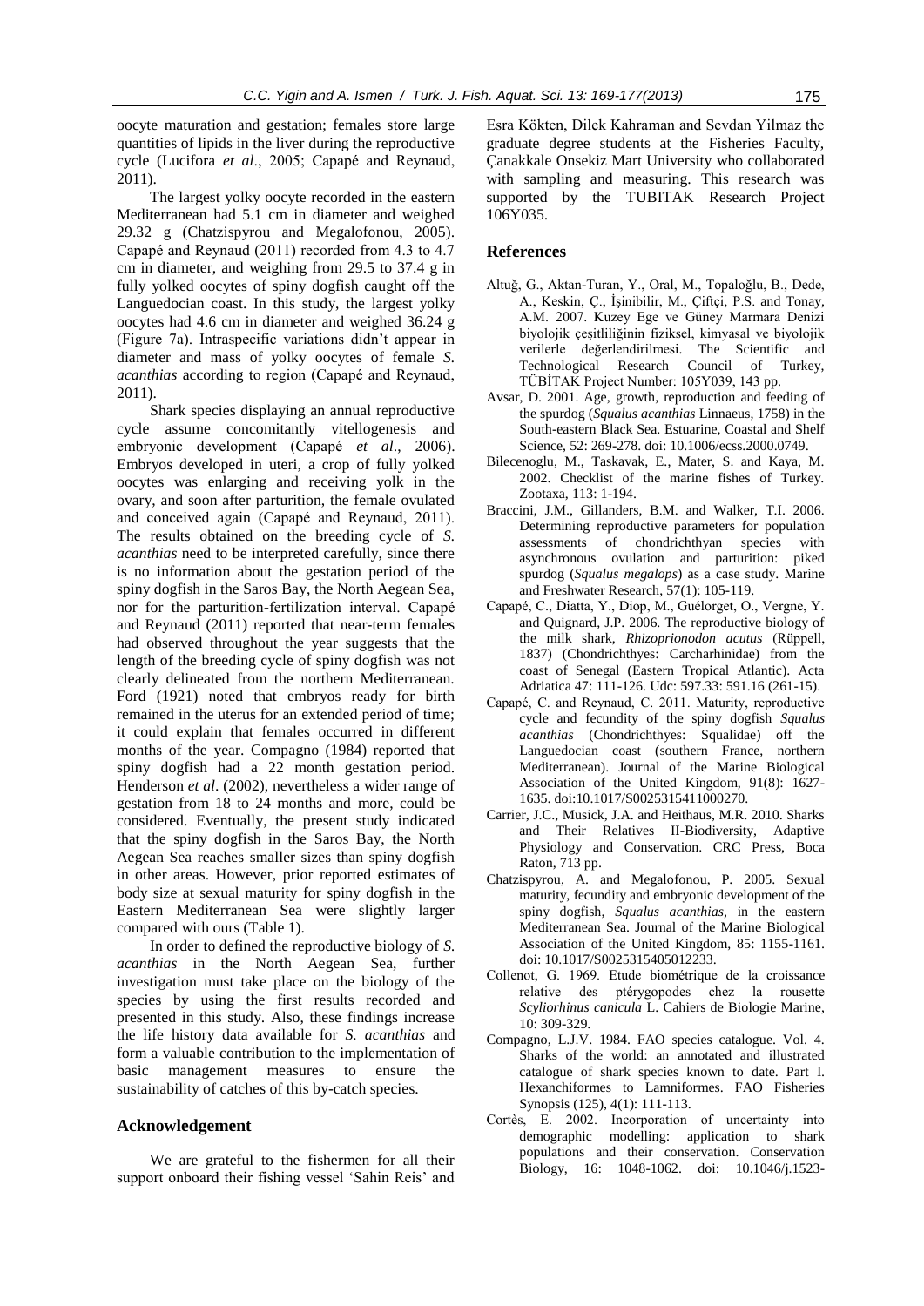oocyte maturation and gestation; females store large quantities of lipids in the liver during the reproductive cycle (Lucifora *et al*., 2005; Capapé and Reynaud, 2011).

The largest yolky oocyte recorded in the eastern Mediterranean had 5.1 cm in diameter and weighed 29.32 g (Chatzispyrou and Megalofonou, 2005). Capapé and Reynaud (2011) recorded from 4.3 to 4.7 cm in diameter, and weighing from 29.5 to 37.4 g in fully yolked oocytes of spiny dogfish caught off the Languedocian coast. In this study, the largest yolky oocytes had 4.6 cm in diameter and weighed 36.24 g (Figure 7a). Intraspecific variations didn't appear in diameter and mass of yolky oocytes of female *S. acanthias* according to region (Capapé and Reynaud, 2011).

Shark species displaying an annual reproductive cycle assume concomitantly vitellogenesis and embryonic development (Capapé *et al*., 2006). Embryos developed in uteri, a crop of fully yolked oocytes was enlarging and receiving yolk in the ovary, and soon after parturition, the female ovulated and conceived again (Capapé and Reynaud, 2011). The results obtained on the breeding cycle of *S. acanthias* need to be interpreted carefully, since there is no information about the gestation period of the spiny dogfish in the Saros Bay, the North Aegean Sea, nor for the parturition-fertilization interval. Capapé and Reynaud (2011) reported that near-term females had observed throughout the year suggests that the length of the breeding cycle of spiny dogfish was not clearly delineated from the northern Mediterranean. Ford (1921) noted that embryos ready for birth remained in the uterus for an extended period of time; it could explain that females occurred in different months of the year. Compagno (1984) reported that spiny dogfish had a 22 month gestation period. Henderson *et al*. (2002), nevertheless a wider range of gestation from 18 to 24 months and more, could be considered. Eventually, the present study indicated that the spiny dogfish in the Saros Bay, the North Aegean Sea reaches smaller sizes than spiny dogfish in other areas. However, prior reported estimates of body size at sexual maturity for spiny dogfish in the Eastern Mediterranean Sea were slightly larger compared with ours (Table 1).

In order to defined the reproductive biology of *S. acanthias* in the North Aegean Sea, further investigation must take place on the biology of the species by using the first results recorded and presented in this study. Also, these findings increase the life history data available for *S. acanthias* and form a valuable contribution to the implementation of basic management measures to ensure the sustainability of catches of this by-catch species.

## Acknowledgement

We are grateful to the fishermen for all their support onboard their fishing vessel 'Sahin Reis' and Esra Kökten, Dilek Kahraman and Sevdan Yilmaz the graduate degree students at the Fisheries Faculty, Çanakkale Onsekiz Mart University who collaborated with sampling and measuring. This research was supported by the TUBITAK Research Project 106Y035.

## References

Altuğ, G., Aktan-Turan, Y., Oral, M., Topaloğlu, B., Dede, A., Keskin, Ç., İşinibilir, M., Çiftçi, P.S. and Tonay, A.M. 2007. Kuzey Ege ve Güney Marmara Denizi biyolojik çeşitliliğinin fiziksel, kimyasal ve biyolojik verilerle değerlendirilmesi. The Scientific and Technological Research Council of Turkey, TÜBİTAK Project Number: 105Y039, 143 pp.

Avsar, D. 2001. Age, growth, reproduction and feeding of the spurdog (*Squalus acanthias* Linnaeus, 1758) in the South-eastern Black Sea. Estuarine, Coastal and Shelf Science, 52: 269-278. doi: 10.1006/ecss.2000.0749.

Bilecenoglu, M., Taskavak, E., Mater, S. and Kaya, M. 2002. Checklist of the marine fishes of Turkey. Zootaxa, 113: 1-194.

Braccini, J.M., Gillanders, B.M. and Walker, T.I. 2006. Determining reproductive parameters for population assessments of chondrichthyan species with asynchronous ovulation and parturition: piked spurdog (*Squalus megalops*) as a case study. Marine and Freshwater Research, 57(1): 105-119.

Capapé, C., Diatta, Y., Diop, M., Guélorget, O., Vergne, Y. and Quignard, J.P. 2006. The reproductive biology of the milk shark, *Rhizoprionodon acutus* (Rüppell, 1837) (Chondrichthyes: Carcharhinidae) from the coast of Senegal (Eastern Tropical Atlantic). Acta Adriatica 47: 111-126. Udc: 597.33: 591.16 (261-15).

Capapé, C. and Reynaud, C. 2011. Maturity, reproductive cycle and fecundity of the spiny dogfish *Squalus acanthias* (Chondrichthyes: Squalidae) off the Languedocian coast (southern France, northern Mediterranean). Journal of the Marine Biological Association of the United Kingdom, 91(8): 1627-1635. doi:10.1017/S0025315411000270.

Carrier, J.C., Musick, J.A. and Heithaus, M.R. 2010. Sharks and Their Relatives II-Biodiversity, Adaptive Physiology and Conservation. CRC Press, Boca Raton, 713 pp.

Chatzispyrou, A. and Megalofonou, P. 2005. Sexual maturity, fecundity and embryonic development of the spiny dogfish, *Squalus acanthias*, in the eastern Mediterranean Sea. Journal of the Marine Biological Association of the United Kingdom, 85: 1155-1161. doi: 10.1017/S0025315405012233.

Collenot, G. 1969. Etude biométrique de la croissance relative des ptérygopodes chez la rousette *Scyliorhinus canicula* L. Cahiers de Biologie Marine, 10: 309-329.

Compagno, L.J.V. 1984. FAO species catalogue. Vol. 4. Sharks of the world: an annotated and illustrated catalogue of shark species known to date. Part I. Hexanchiformes to Lamniformes. FAO Fisheries Synopsis (125), 4(1): 111-113.

Cortès, E. 2002. Incorporation of uncertainty into demographic modelling: application to shark populations and their conservation. Conservation Biology, 16: 1048-1062. doi: 10.1046/j.1523-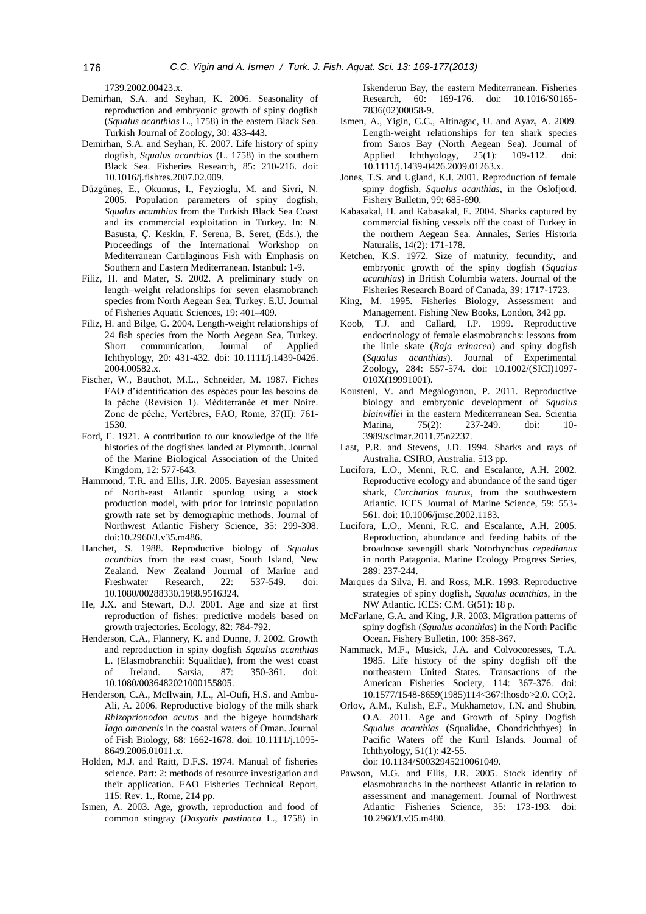1739.2002.00423.x.

Demirhan, S.A. and Seyhan, K. 2006. Seasonality of reproduction and embryonic growth of spiny dogfish (*Squalus acanthias* L., 1758) in the eastern Black Sea. Turkish Journal of Zoology, 30: 433-443.

Demirhan, S.A. and Seyhan, K. 2007. Life history of spiny dogfish, *Squalus acanthias* (L. 1758) in the southern Black Sea. Fisheries Research, 85: 210-216. doi: 10.1016/j.fishres.2007.02.009.

Düzgüneş, E., Okumus, I., Feyzioglu, M. and Sivri, N. 2005. Population parameters of spiny dogfish, *Squalus acanthias* from the Turkish Black Sea Coast and its commercial exploitation in Turkey. In: N. Basusta, Ç. Keskin, F. Serena, B. Seret, (Eds.), the Proceedings of the International Workshop on Mediterranean Cartilaginous Fish with Emphasis on Southern and Eastern Mediterranean. Istanbul: 1-9.

Filiz, H. and Mater, S. 2002. A preliminary study on length–weight relationships for seven elasmobranch species from North Aegean Sea, Turkey. E.U. Journal of Fisheries Aquatic Sciences, 19: 401–409.

Filiz, H. and Bilge, G. 2004. Length-weight relationships of 24 fish species from the North Aegean Sea, Turkey. Short communication, Journal of Applied Ichthyology, 20: 431-432. doi: 10.1111/j.1439-0426.2004.00582.x.

Fischer, W., Bauchot, M.L., Schneider, M. 1987. Fiches FAO d'identification des espèces pour les besoins de la pêche (Revision 1). Méditerranée et mer Noire. Zone de pêche, Vertèbres, FAO, Rome, 37(II): 761-1530.

Ford, E. 1921. A contribution to our knowledge of the life histories of the dogfishes landed at Plymouth. Journal of the Marine Biological Association of the United Kingdom, 12: 577-643.

Hammond, T.R. and Ellis, J.R. 2005. Bayesian assessment of North-east Atlantic spurdog using a stock production model, with prior for intrinsic population growth rate set by demographic methods. Journal of Northwest Atlantic Fishery Science, 35: 299-308. doi:10.2960/J.v35.m486.

Hanchet, S. 1988. Reproductive biology of *Squalus acanthias* from the east coast, South Island, New Zealand. New Zealand Journal of Marine and Freshwater Research, 22: 537-549. doi: 10.1080/00288330.1988.9516324.

He, J.X. and Stewart, D.J. 2001. Age and size at first reproduction of fishes: predictive models based on growth trajectories. Ecology, 82: 784-792.

Henderson, C.A., Flannery, K. and Dunne, J. 2002. Growth and reproduction in spiny dogfish *Squalus acanthias* L. (Elasmobranchii: Squalidae), from the west coast of Ireland. Sarsia, 87: 350-361. doi: 10.1080/0036482021000155805.

Henderson, C.A., McIlwain, J.L., Al-Oufi, H.S. and Ambu-Ali, A. 2006. Reproductive biology of the milk shark *Rhizoprionodon acutus* and the bigeye houndshark *Iago omanenis* in the coastal waters of Oman. Journal of Fish Biology, 68: 1662-1678. doi: 10.1111/j.1095-8649.2006.01011.x.

Holden, M.J. and Raitt, D.F.S. 1974. Manual of fisheries science. Part: 2: methods of resource investigation and their application. FAO Fisheries Technical Report, 115: Rev. 1., Rome, 214 pp.

Ismen, A. 2003. Age, growth, reproduction and food of common stingray (*Dasyatis pastinaca* L., 1758) in Iskenderun Bay, the eastern Mediterranean. Fisheries Research, 60: 169-176. doi: 10.1016/S0165-7836(02)00058-9.

Ismen, A., Yigin, C.C., Altinagac, U. and Ayaz, A. 2009. Length-weight relationships for ten shark species from Saros Bay (North Aegean Sea). Journal of Applied Ichthyology, 25(1): 109-112. doi: 10.1111/j.1439-0426.2009.01263.x.

Jones, T.S. and Ugland, K.I. 2001. Reproduction of female spiny dogfish, *Squalus acanthias*, in the Oslofjord. Fishery Bulletin, 99: 685-690.

Kabasakal, H. and Kabasakal, E. 2004. Sharks captured by commercial fishing vessels off the coast of Turkey in the northern Aegean Sea. Annales, Series Historia Naturalis, 14(2): 171-178.

Ketchen, K.S. 1972. Size of maturity, fecundity, and embryonic growth of the spiny dogfish (*Squalus acanthias*) in British Columbia waters. Journal of the Fisheries Research Board of Canada, 39: 1717-1723.

King, M. 1995. Fisheries Biology, Assessment and Management. Fishing New Books, London, 342 pp.

Koob, T.J. and Callard, I.P. 1999. Reproductive endocrinology of female elasmobranchs: lessons from the little skate (*Raja erinacea*) and spiny dogfish (*Squalus acanthias*). Journal of Experimental Zoology, 284: 557-574. doi: 10.1002/(SICI)1097-010X(19991001).

Kousteni, V. and Megalogonou, P. 2011. Reproductive biology and embryonic development of *Squalus blainvillei* in the eastern Mediterranean Sea. Scientia Marina, 75(2): 237-249. doi: 10-3989/scimar.2011.75n2237.

Last, P.R. and Stevens, J.D. 1994. Sharks and rays of Australia. CSIRO, Australia. 513 pp.

Lucifora, L.O., Menni, R.C. and Escalante, A.H. 2002. Reproductive ecology and abundance of the sand tiger shark, *Carcharias taurus*, from the southwestern Atlantic. ICES Journal of Marine Science, 59: 553-561. doi: 10.1006/jmsc.2002.1183.

Lucifora, L.O., Menni, R.C. and Escalante, A.H. 2005. Reproduction, abundance and feeding habits of the broadnose sevengill shark Notorhynchus *cepedianus* in north Patagonia. Marine Ecology Progress Series, 289: 237-244.

Marques da Silva, H. and Ross, M.R. 1993. Reproductive strategies of spiny dogfish, *Squalus acanthias*, in the NW Atlantic. ICES: C.M. G(51): 18 p.

McFarlane, G.A. and King, J.R. 2003. Migration patterns of spiny dogfish (*Squalus acanthias*) in the North Pacific Ocean. Fishery Bulletin, 100: 358-367.

Nammack, M.F., Musick, J.A. and Colvocoresses, T.A. 1985. Life history of the spiny dogfish off the northeastern United States. Transactions of the American Fisheries Society, 114: 367-376. doi: 10.1577/1548-8659(1985)114<367:lhosdo>2.0. CO;2.

Orlov, A.M., Kulish, E.F., Mukhametov, I.N. and Shubin, O.A. 2011. Age and Growth of Spiny Dogfish *Squalus acanthias* (Squalidae, Chondrichthyes) in Pacific Waters off the Kuril Islands. Journal of Ichthyology, 51(1): 42-55. doi: 10.1134/S0032945210061049.

Pawson, M.G. and Ellis, J.R. 2005. Stock identity of elasmobranchs in the northeast Atlantic in relation to assessment and management. Journal of Northwest Atlantic Fisheries Science, 35: 173-193. doi: 10.2960/J.v35.m480.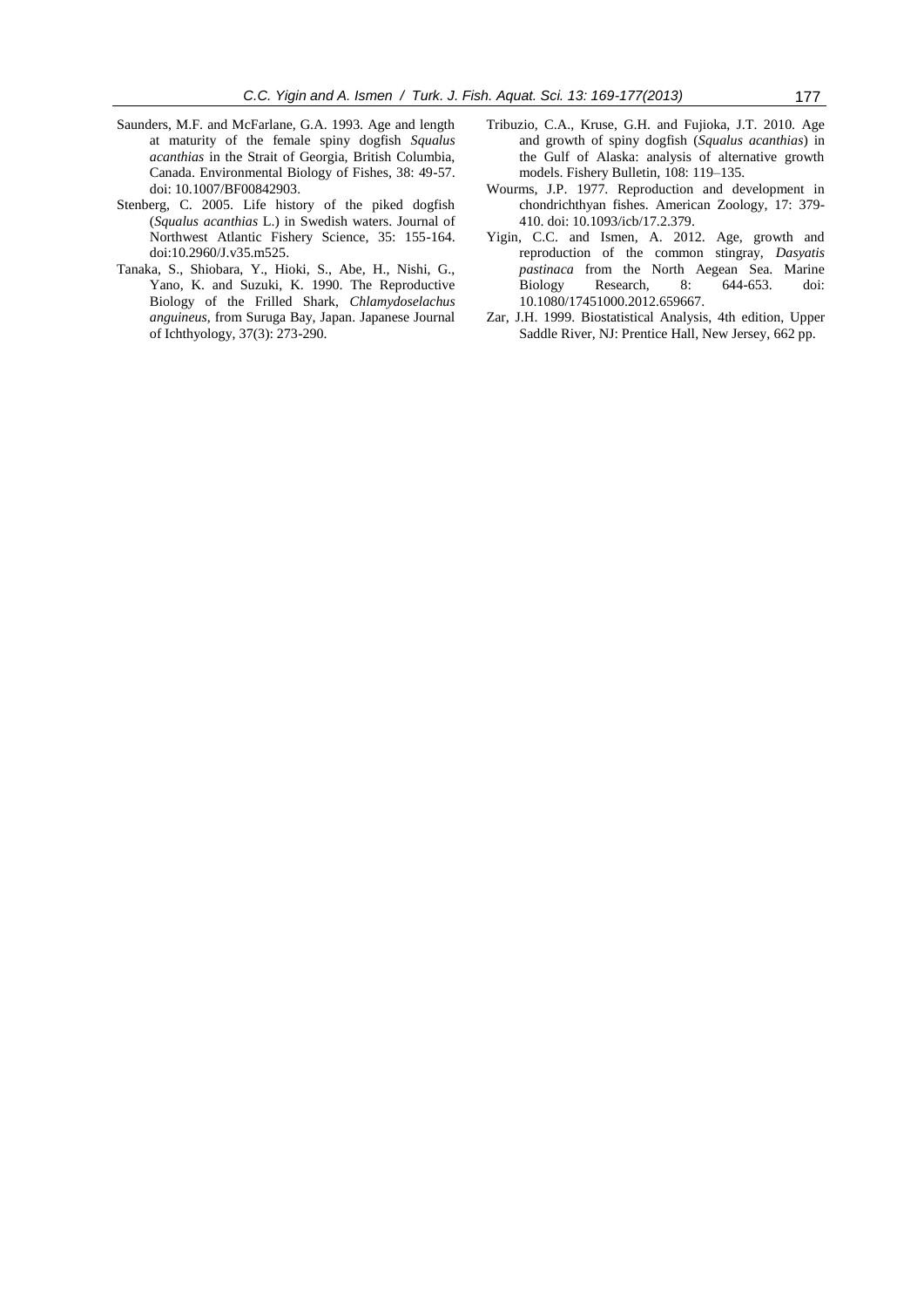Saunders, M.F. and McFarlane, G.A. 1993. Age and length at maturity of the female spiny dogfish *Squalus acanthias* in the Strait of Georgia, British Columbia, Canada. Environmental Biology of Fishes, 38: 49-57. doi: 10.1007/BF00842903.

Stenberg, C. 2005. Life history of the piked dogfish (*Squalus acanthias* L.) in Swedish waters. Journal of Northwest Atlantic Fishery Science, 35: 155-164. doi:10.2960/J.v35.m525.

Tanaka, S., Shiobara, Y., Hioki, S., Abe, H., Nishi, G., Yano, K. and Suzuki, K. 1990. The Reproductive Biology of the Frilled Shark, *Chlamydoselachus anguineus*, from Suruga Bay, Japan. Japanese Journal of Ichthyology, 37(3): 273-290.

Tribuzio, C.A., Kruse, G.H. and Fujioka, J.T. 2010. Age and growth of spiny dogfish (*Squalus acanthias*) in the Gulf of Alaska: analysis of alternative growth models. Fishery Bulletin, 108: 119–135.

Wourms, J.P. 1977. Reproduction and development in chondrichthyan fishes. American Zoology, 17: 379-410. doi: 10.1093/icb/17.2.379.

Yigin, C.C. and Ismen, A. 2012. Age, growth and reproduction of the common stingray, *Dasyatis pastinaca* from the North Aegean Sea. Marine Biology Research, 8: 644-653. doi: 10.1080/17451000.2012.659667.

Zar, J.H. 1999. Biostatistical Analysis, 4th edition, Upper Saddle River, NJ: Prentice Hall, New Jersey, 662 pp.